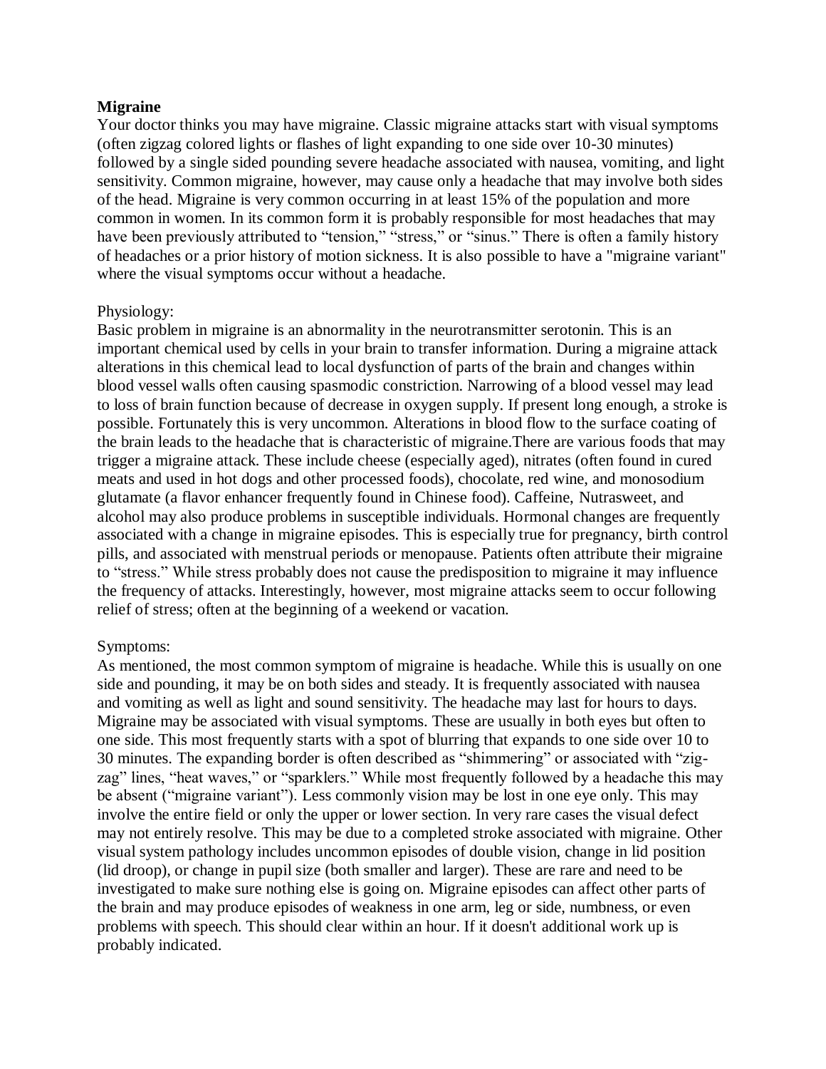# Migraine

Your doctor thinks you may have migraine. Classic migraine attacks start with visual symptoms (often zigzag colored lights or flashes of light expanding to one side over 10-30 minutes) followed by a single sided pounding severe headache associated with nausea, vomiting, and light sensitivity. Common migraine, however, may cause only a headache that may involve both sides of the head. Migraine is very common occurring in at least 15% of the population and more common in women. In its common form it is probably responsible for most headaches that may have been previously attributed to "tension," "stress," or "sinus." There is often a family history of headaches or a prior history of motion sickness. It is also possible to have a "migraine variant" where the visual symptoms occur without a headache.

## Physiology:

Basic problem in migraine is an abnormality in the neurotransmitter serotonin. This is an important chemical used by cells in your brain to transfer information. During a migraine attack alterations in this chemical lead to local dysfunction of parts of the brain and changes within blood vessel walls often causing spasmodic constriction. Narrowing of a blood vessel may lead to loss of brain function because of decrease in oxygen supply. If present long enough, a stroke is possible. Fortunately this is very uncommon. Alterations in blood flow to the surface coating of the brain leads to the headache that is characteristic of migraine.There are various foods that may trigger a migraine attack. These include cheese (especially aged), nitrates (often found in cured meats and used in hot dogs and other processed foods), chocolate, red wine, and monosodium glutamate (a flavor enhancer frequently found in Chinese food). Caffeine, Nutrasweet, and alcohol may also produce problems in susceptible individuals. Hormonal changes are frequently associated with a change in migraine episodes. This is especially true for pregnancy, birth control pills, and associated with menstrual periods or menopause. Patients often attribute their migraine to "stress." While stress probably does not cause the predisposition to migraine it may influence the frequency of attacks. Interestingly, however, most migraine attacks seem to occur following relief of stress; often at the beginning of a weekend or vacation.

## Symptoms:

As mentioned, the most common symptom of migraine is headache. While this is usually on one side and pounding, it may be on both sides and steady. It is frequently associated with nausea and vomiting as well as light and sound sensitivity. The headache may last for hours to days. Migraine may be associated with visual symptoms. These are usually in both eyes but often to one side. This most frequently starts with a spot of blurring that expands to one side over 10 to 30 minutes. The expanding border is often described as "shimmering" or associated with "zig-zag" lines, "heat waves," or "sparklers." While most frequently followed by a headache this may be absent ("migraine variant"). Less commonly vision may be lost in one eye only. This may involve the entire field or only the upper or lower section. In very rare cases the visual defect may not entirely resolve. This may be due to a completed stroke associated with migraine. Other visual system pathology includes uncommon episodes of double vision, change in lid position (lid droop), or change in pupil size (both smaller and larger). These are rare and need to be investigated to make sure nothing else is going on. Migraine episodes can affect other parts of the brain and may produce episodes of weakness in one arm, leg or side, numbness, or even problems with speech. This should clear within an hour. If it doesn't additional work up is probably indicated.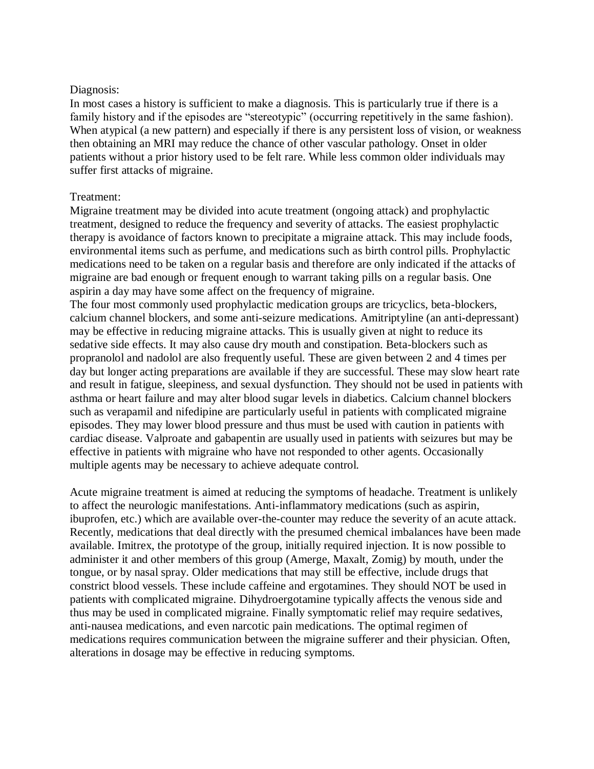Diagnosis:

In most cases a history is sufficient to make a diagnosis. This is particularly true if there is a family history and if the episodes are "stereotypic" (occurring repetitively in the same fashion). When atypical (a new pattern) and especially if there is any persistent loss of vision, or weakness then obtaining an MRI may reduce the chance of other vascular pathology. Onset in older patients without a prior history used to be felt rare. While less common older individuals may suffer first attacks of migraine.

Treatment:

Migraine treatment may be divided into acute treatment (ongoing attack) and prophylactic treatment, designed to reduce the frequency and severity of attacks. The easiest prophylactic therapy is avoidance of factors known to precipitate a migraine attack. This may include foods, environmental items such as perfume, and medications such as birth control pills. Prophylactic medications need to be taken on a regular basis and therefore are only indicated if the attacks of migraine are bad enough or frequent enough to warrant taking pills on a regular basis. One aspirin a day may have some affect on the frequency of migraine.

The four most commonly used prophylactic medication groups are tricyclics, beta-blockers, calcium channel blockers, and some anti-seizure medications. Amitriptyline (an anti-depressant) may be effective in reducing migraine attacks. This is usually given at night to reduce its sedative side effects. It may also cause dry mouth and constipation. Beta-blockers such as propranolol and nadolol are also frequently useful. These are given between 2 and 4 times per day but longer acting preparations are available if they are successful. These may slow heart rate and result in fatigue, sleepiness, and sexual dysfunction. They should not be used in patients with asthma or heart failure and may alter blood sugar levels in diabetics. Calcium channel blockers such as verapamil and nifedipine are particularly useful in patients with complicated migraine episodes. They may lower blood pressure and thus must be used with caution in patients with cardiac disease. Valproate and gabapentin are usually used in patients with seizures but may be effective in patients with migraine who have not responded to other agents. Occasionally multiple agents may be necessary to achieve adequate control.

Acute migraine treatment is aimed at reducing the symptoms of headache. Treatment is unlikely to affect the neurologic manifestations. Anti-inflammatory medications (such as aspirin, ibuprofen, etc.) which are available over-the-counter may reduce the severity of an acute attack. Recently, medications that deal directly with the presumed chemical imbalances have been made available. Imitrex, the prototype of the group, initially required injection. It is now possible to administer it and other members of this group (Amerge, Maxalt, Zomig) by mouth, under the tongue, or by nasal spray. Older medications that may still be effective, include drugs that constrict blood vessels. These include caffeine and ergotamines. They should NOT be used in patients with complicated migraine. Dihydroergotamine typically affects the venous side and thus may be used in complicated migraine. Finally symptomatic relief may require sedatives, anti-nausea medications, and even narcotic pain medications. The optimal regimen of medications requires communication between the migraine sufferer and their physician. Often, alterations in dosage may be effective in reducing symptoms.